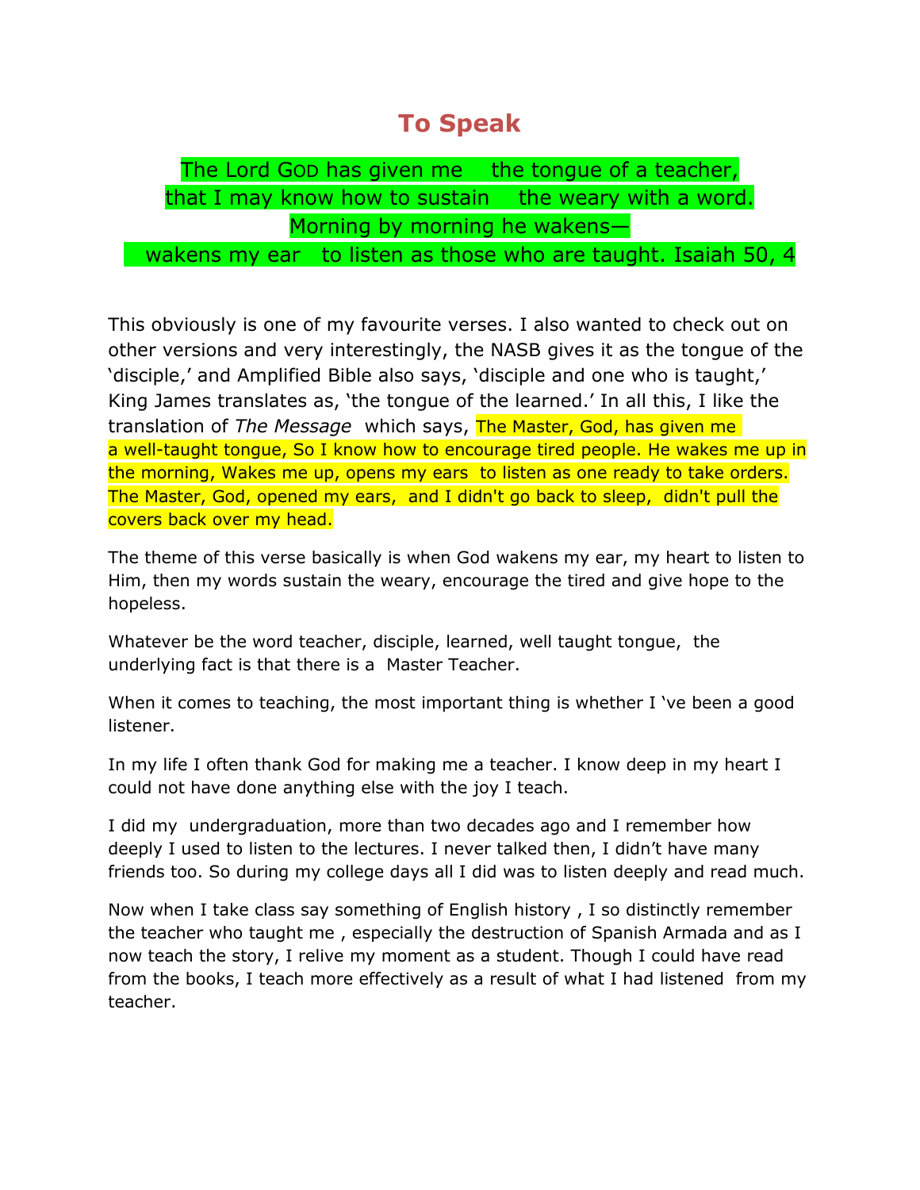# To Speak

The Lord GOD has given me the tongue of a teacher,
that I may know how to sustain the weary with a word.
Morning by morning he wakens—
wakens my ear to listen as those who are taught. Isaiah 50, 4

This obviously is one of my favourite verses. I also wanted to check out on other versions and very interestingly, the NASB gives it as the tongue of the 'disciple,' and Amplified Bible also says, 'disciple and one who is taught,' King James translates as, 'the tongue of the learned.' In all this, I like the translation of *The Message* which says, The Master, God, has given me a well-taught tongue, So I know how to encourage tired people. He wakes me up in the morning, Wakes me up, opens my ears to listen as one ready to take orders. The Master, God, opened my ears, and I didn't go back to sleep, didn't pull the covers back over my head.

The theme of this verse basically is when God wakens my ear, my heart to listen to Him, then my words sustain the weary, encourage the tired and give hope to the hopeless.

Whatever be the word teacher, disciple, learned, well taught tongue, the underlying fact is that there is a Master Teacher.

When it comes to teaching, the most important thing is whether I 've been a good listener.

In my life I often thank God for making me a teacher. I know deep in my heart I could not have done anything else with the joy I teach.

I did my undergraduation, more than two decades ago and I remember how deeply I used to listen to the lectures. I never talked then, I didn't have many friends too. So during my college days all I did was to listen deeply and read much.

Now when I take class say something of English history , I so distinctly remember the teacher who taught me , especially the destruction of Spanish Armada and as I now teach the story, I relive my moment as a student. Though I could have read from the books, I teach more effectively as a result of what I had listened from my teacher.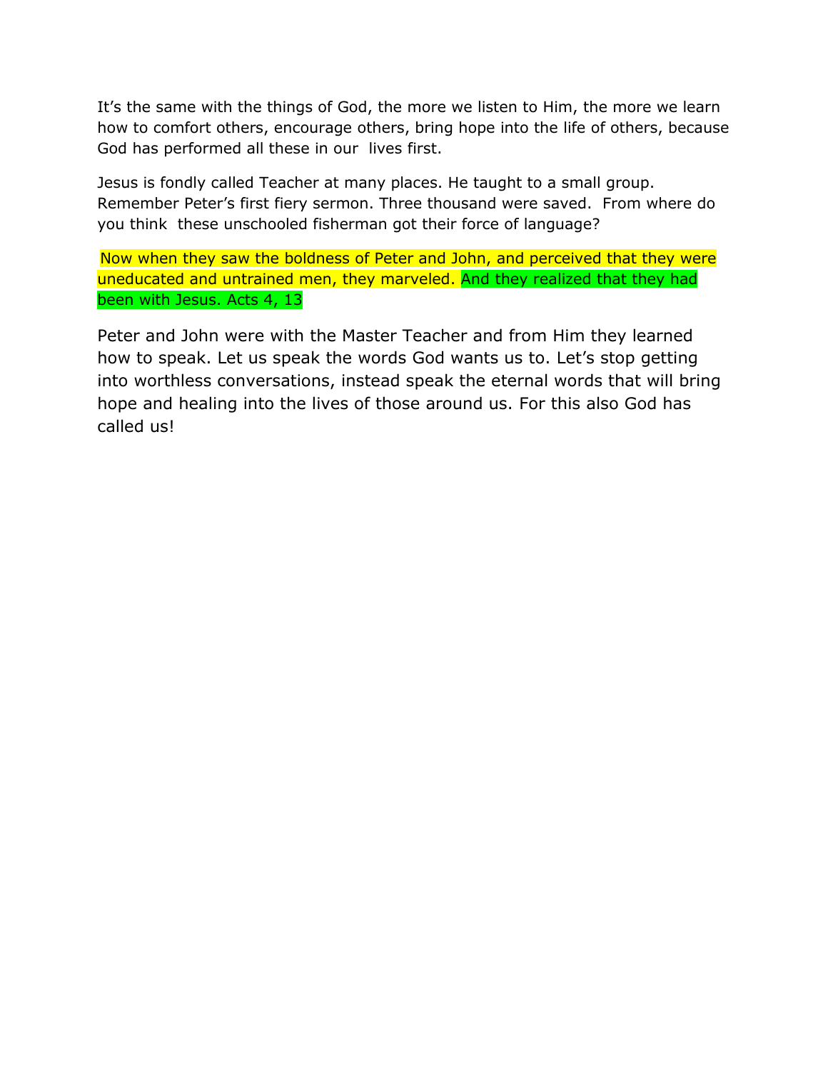It's the same with the things of God, the more we listen to Him, the more we learn how to comfort others, encourage others, bring hope into the life of others, because God has performed all these in our lives first.

Jesus is fondly called Teacher at many places. He taught to a small group. Remember Peter's first fiery sermon. Three thousand were saved. From where do you think these unschooled fisherman got their force of language?

Now when they saw the boldness of Peter and John, and perceived that they were uneducated and untrained men, they marveled. And they realized that they had been with Jesus. Acts 4, 13

Peter and John were with the Master Teacher and from Him they learned how to speak. Let us speak the words God wants us to. Let's stop getting into worthless conversations, instead speak the eternal words that will bring hope and healing into the lives of those around us. For this also God has called us!